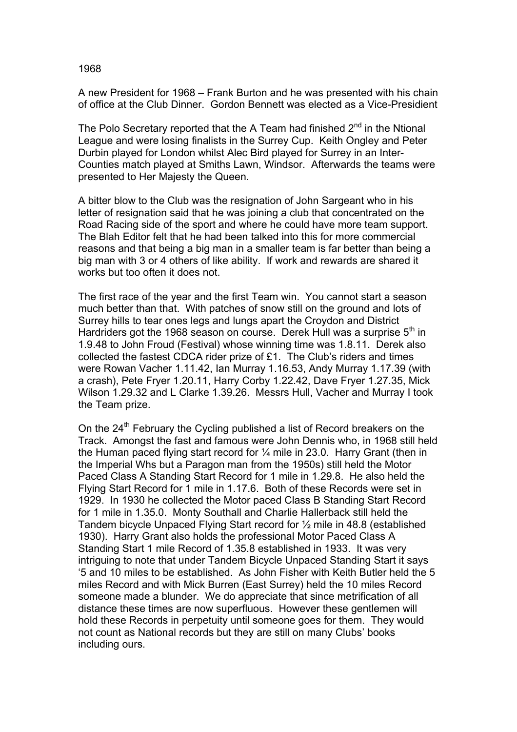# 1968

A new President for 1968 – Frank Burton and he was presented with his chain of office at the Club Dinner. Gordon Bennett was elected as a Vice-Presidient

The Polo Secretary reported that the A Team had finished 2nd in the Ntional League and were losing finalists in the Surrey Cup. Keith Ongley and Peter Durbin played for London whilst Alec Bird played for Surrey in an Inter-Counties match played at Smiths Lawn, Windsor. Afterwards the teams were presented to Her Majesty the Queen.

A bitter blow to the Club was the resignation of John Sargeant who in his letter of resignation said that he was joining a club that concentrated on the Road Racing side of the sport and where he could have more team support. The Blah Editor felt that he had been talked into this for more commercial reasons and that being a big man in a smaller team is far better than being a big man with 3 or 4 others of like ability. If work and rewards are shared it works but too often it does not.

The first race of the year and the first Team win. You cannot start a season much better than that. With patches of snow still on the ground and lots of Surrey hills to tear ones legs and lungs apart the Croydon and District Hardriders got the 1968 season on course. Derek Hull was a surprise 5th in 1.9.48 to John Froud (Festival) whose winning time was 1.8.11. Derek also collected the fastest CDCA rider prize of £1. The Club's riders and times were Rowan Vacher 1.11.42, Ian Murray 1.16.53, Andy Murray 1.17.39 (with a crash), Pete Fryer 1.20.11, Harry Corby 1.22.42, Dave Fryer 1.27.35, Mick Wilson 1.29.32 and L Clarke 1.39.26. Messrs Hull, Vacher and Murray I took the Team prize.

On the 24th February the Cycling published a list of Record breakers on the Track. Amongst the fast and famous were John Dennis who, in 1968 still held the Human paced flying start record for ¼ mile in 23.0. Harry Grant (then in the Imperial Whs but a Paragon man from the 1950s) still held the Motor Paced Class A Standing Start Record for 1 mile in 1.29.8. He also held the Flying Start Record for 1 mile in 1.17.6. Both of these Records were set in 1929. In 1930 he collected the Motor paced Class B Standing Start Record for 1 mile in 1.35.0. Monty Southall and Charlie Hallerback still held the Tandem bicycle Unpaced Flying Start record for ½ mile in 48.8 (established 1930). Harry Grant also holds the professional Motor Paced Class A Standing Start 1 mile Record of 1.35.8 established in 1933. It was very intriguing to note that under Tandem Bicycle Unpaced Standing Start it says '5 and 10 miles to be established. As John Fisher with Keith Butler held the 5 miles Record and with Mick Burren (East Surrey) held the 10 miles Record someone made a blunder. We do appreciate that since metrification of all distance these times are now superfluous. However these gentlemen will hold these Records in perpetuity until someone goes for them. They would not count as National records but they are still on many Clubs' books including ours.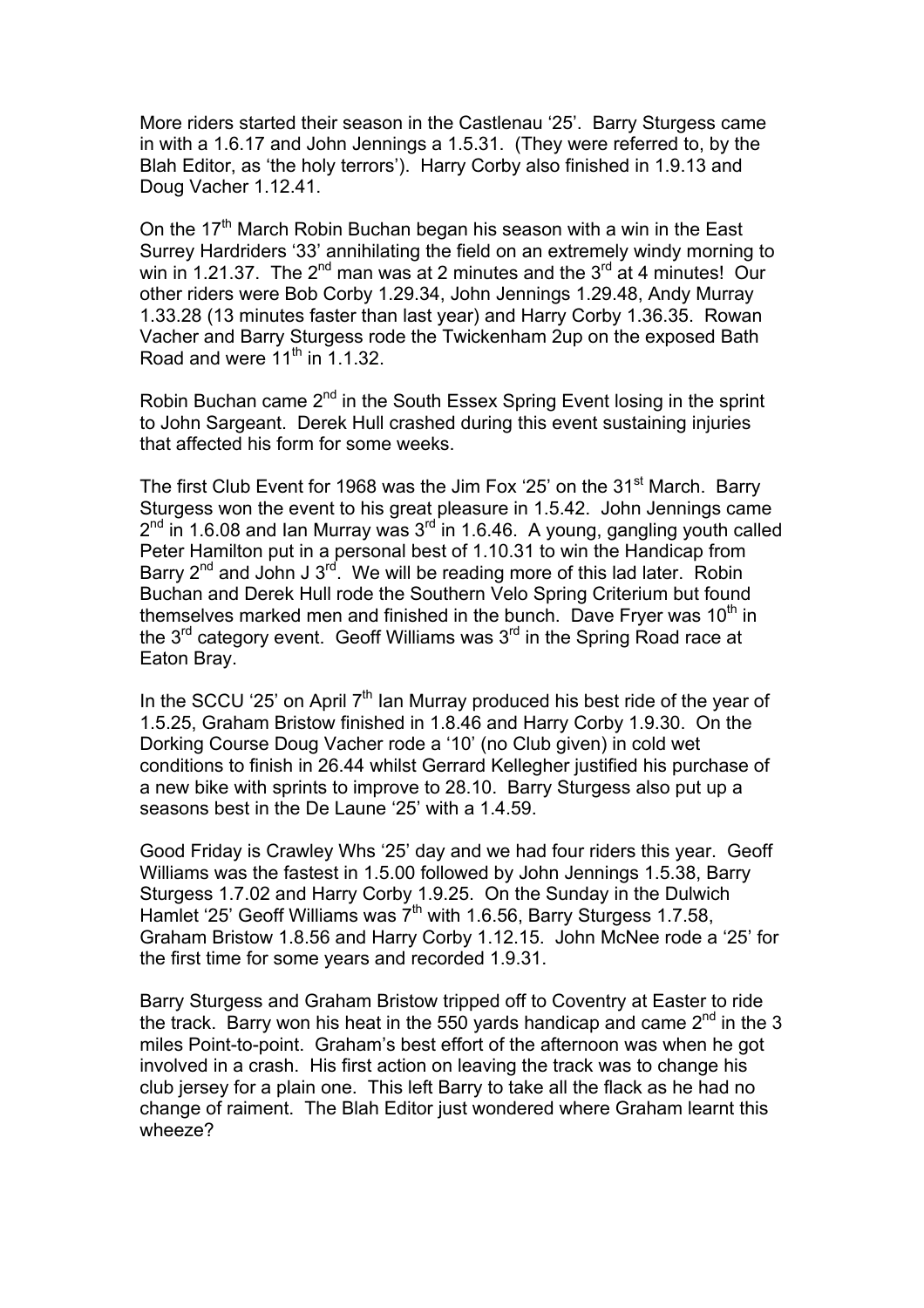More riders started their season in the Castlenau '25'. Barry Sturgess came in with a 1.6.17 and John Jennings a 1.5.31. (They were referred to, by the Blah Editor, as 'the holy terrors'). Harry Corby also finished in 1.9.13 and Doug Vacher 1.12.41.

On the 17th March Robin Buchan began his season with a win in the East Surrey Hardriders '33' annihilating the field on an extremely windy morning to win in 1.21.37. The 2nd man was at 2 minutes and the 3rd at 4 minutes! Our other riders were Bob Corby 1.29.34, John Jennings 1.29.48, Andy Murray 1.33.28 (13 minutes faster than last year) and Harry Corby 1.36.35. Rowan Vacher and Barry Sturgess rode the Twickenham 2up on the exposed Bath Road and were 11th in 1.1.32.

Robin Buchan came 2nd in the South Essex Spring Event losing in the sprint to John Sargeant. Derek Hull crashed during this event sustaining injuries that affected his form for some weeks.

The first Club Event for 1968 was the Jim Fox '25' on the 31st March. Barry Sturgess won the event to his great pleasure in 1.5.42. John Jennings came 2nd in 1.6.08 and Ian Murray was 3rd in 1.6.46. A young, gangling youth called Peter Hamilton put in a personal best of 1.10.31 to win the Handicap from Barry 2nd and John J 3rd. We will be reading more of this lad later. Robin Buchan and Derek Hull rode the Southern Velo Spring Criterium but found themselves marked men and finished in the bunch. Dave Fryer was 10th in the 3rd category event. Geoff Williams was 3rd in the Spring Road race at Eaton Bray.

In the SCCU '25' on April 7th Ian Murray produced his best ride of the year of 1.5.25, Graham Bristow finished in 1.8.46 and Harry Corby 1.9.30. On the Dorking Course Doug Vacher rode a '10' (no Club given) in cold wet conditions to finish in 26.44 whilst Gerrard Kellegher justified his purchase of a new bike with sprints to improve to 28.10. Barry Sturgess also put up a seasons best in the De Laune '25' with a 1.4.59.

Good Friday is Crawley Whs '25' day and we had four riders this year. Geoff Williams was the fastest in 1.5.00 followed by John Jennings 1.5.38, Barry Sturgess 1.7.02 and Harry Corby 1.9.25. On the Sunday in the Dulwich Hamlet '25' Geoff Williams was 7th with 1.6.56, Barry Sturgess 1.7.58, Graham Bristow 1.8.56 and Harry Corby 1.12.15. John McNee rode a '25' for the first time for some years and recorded 1.9.31.

Barry Sturgess and Graham Bristow tripped off to Coventry at Easter to ride the track. Barry won his heat in the 550 yards handicap and came 2nd in the 3 miles Point-to-point. Graham's best effort of the afternoon was when he got involved in a crash. His first action on leaving the track was to change his club jersey for a plain one. This left Barry to take all the flack as he had no change of raiment. The Blah Editor just wondered where Graham learnt this wheeze?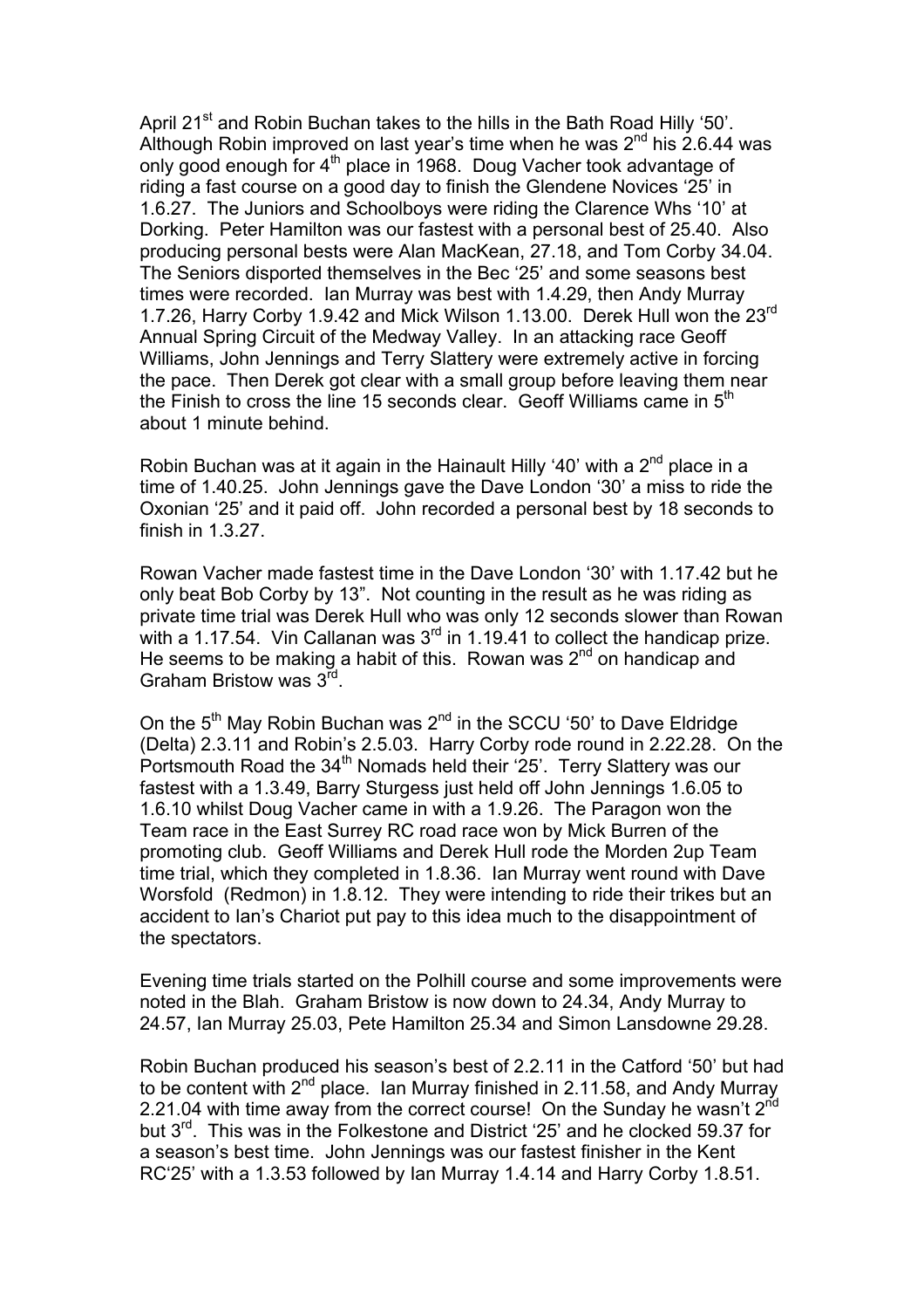April 21st and Robin Buchan takes to the hills in the Bath Road Hilly '50'. Although Robin improved on last year's time when he was 2nd his 2.6.44 was only good enough for 4th place in 1968. Doug Vacher took advantage of riding a fast course on a good day to finish the Glendene Novices '25' in 1.6.27. The Juniors and Schoolboys were riding the Clarence Whs '10' at Dorking. Peter Hamilton was our fastest with a personal best of 25.40. Also producing personal bests were Alan MacKean, 27.18, and Tom Corby 34.04. The Seniors disported themselves in the Bec '25' and some seasons best times were recorded. Ian Murray was best with 1.4.29, then Andy Murray 1.7.26, Harry Corby 1.9.42 and Mick Wilson 1.13.00. Derek Hull won the 23rd Annual Spring Circuit of the Medway Valley. In an attacking race Geoff Williams, John Jennings and Terry Slattery were extremely active in forcing the pace. Then Derek got clear with a small group before leaving them near the Finish to cross the line 15 seconds clear. Geoff Williams came in 5th about 1 minute behind.

Robin Buchan was at it again in the Hainault Hilly '40' with a 2nd place in a time of 1.40.25. John Jennings gave the Dave London '30' a miss to ride the Oxonian '25' and it paid off. John recorded a personal best by 18 seconds to finish in 1.3.27.

Rowan Vacher made fastest time in the Dave London '30' with 1.17.42 but he only beat Bob Corby by 13". Not counting in the result as he was riding as private time trial was Derek Hull who was only 12 seconds slower than Rowan with a 1.17.54. Vin Callanan was 3rd in 1.19.41 to collect the handicap prize. He seems to be making a habit of this. Rowan was 2nd on handicap and Graham Bristow was 3rd.

On the 5th May Robin Buchan was 2nd in the SCCU '50' to Dave Eldridge (Delta) 2.3.11 and Robin's 2.5.03. Harry Corby rode round in 2.22.28. On the Portsmouth Road the 34th Nomads held their '25'. Terry Slattery was our fastest with a 1.3.49, Barry Sturgess just held off John Jennings 1.6.05 to 1.6.10 whilst Doug Vacher came in with a 1.9.26. The Paragon won the Team race in the East Surrey RC road race won by Mick Burren of the promoting club. Geoff Williams and Derek Hull rode the Morden 2up Team time trial, which they completed in 1.8.36. Ian Murray went round with Dave Worsfold (Redmon) in 1.8.12. They were intending to ride their trikes but an accident to Ian's Chariot put pay to this idea much to the disappointment of the spectators.

Evening time trials started on the Polhill course and some improvements were noted in the Blah. Graham Bristow is now down to 24.34, Andy Murray to 24.57, Ian Murray 25.03, Pete Hamilton 25.34 and Simon Lansdowne 29.28.

Robin Buchan produced his season's best of 2.2.11 in the Catford '50' but had to be content with 2nd place. Ian Murray finished in 2.11.58, and Andy Murray 2.21.04 with time away from the correct course! On the Sunday he wasn't 2nd but 3rd. This was in the Folkestone and District '25' and he clocked 59.37 for a season's best time. John Jennings was our fastest finisher in the Kent RC'25' with a 1.3.53 followed by Ian Murray 1.4.14 and Harry Corby 1.8.51.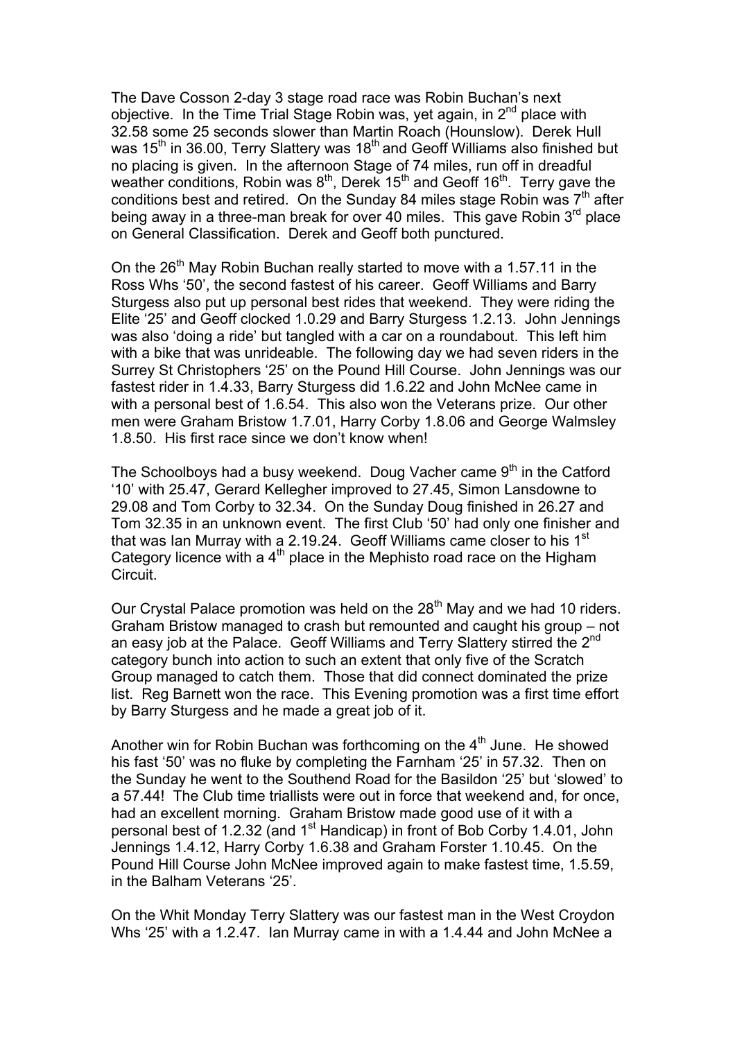The Dave Cosson 2-day 3 stage road race was Robin Buchan's next objective. In the Time Trial Stage Robin was, yet again, in 2nd place with 32.58 some 25 seconds slower than Martin Roach (Hounslow). Derek Hull was 15th in 36.00, Terry Slattery was 18th and Geoff Williams also finished but no placing is given. In the afternoon Stage of 74 miles, run off in dreadful weather conditions, Robin was 8th, Derek 15th and Geoff 16th. Terry gave the conditions best and retired. On the Sunday 84 miles stage Robin was 7th after being away in a three-man break for over 40 miles. This gave Robin 3rd place on General Classification. Derek and Geoff both punctured.

On the 26th May Robin Buchan really started to move with a 1.57.11 in the Ross Whs '50', the second fastest of his career. Geoff Williams and Barry Sturgess also put up personal best rides that weekend. They were riding the Elite '25' and Geoff clocked 1.0.29 and Barry Sturgess 1.2.13. John Jennings was also 'doing a ride' but tangled with a car on a roundabout. This left him with a bike that was unrideable. The following day we had seven riders in the Surrey St Christophers '25' on the Pound Hill Course. John Jennings was our fastest rider in 1.4.33, Barry Sturgess did 1.6.22 and John McNee came in with a personal best of 1.6.54. This also won the Veterans prize. Our other men were Graham Bristow 1.7.01, Harry Corby 1.8.06 and George Walmsley 1.8.50. His first race since we don't know when!

The Schoolboys had a busy weekend. Doug Vacher came 9th in the Catford '10' with 25.47, Gerard Kellegher improved to 27.45, Simon Lansdowne to 29.08 and Tom Corby to 32.34. On the Sunday Doug finished in 26.27 and Tom 32.35 in an unknown event. The first Club '50' had only one finisher and that was Ian Murray with a 2.19.24. Geoff Williams came closer to his 1st Category licence with a 4th place in the Mephisto road race on the Higham Circuit.

Our Crystal Palace promotion was held on the 28th May and we had 10 riders. Graham Bristow managed to crash but remounted and caught his group – not an easy job at the Palace. Geoff Williams and Terry Slattery stirred the 2nd category bunch into action to such an extent that only five of the Scratch Group managed to catch them. Those that did connect dominated the prize list. Reg Barnett won the race. This Evening promotion was a first time effort by Barry Sturgess and he made a great job of it.

Another win for Robin Buchan was forthcoming on the 4th June. He showed his fast '50' was no fluke by completing the Farnham '25' in 57.32. Then on the Sunday he went to the Southend Road for the Basildon '25' but 'slowed' to a 57.44! The Club time triallists were out in force that weekend and, for once, had an excellent morning. Graham Bristow made good use of it with a personal best of 1.2.32 (and 1st Handicap) in front of Bob Corby 1.4.01, John Jennings 1.4.12, Harry Corby 1.6.38 and Graham Forster 1.10.45. On the Pound Hill Course John McNee improved again to make fastest time, 1.5.59, in the Balham Veterans '25'.

On the Whit Monday Terry Slattery was our fastest man in the West Croydon Whs '25' with a 1.2.47. Ian Murray came in with a 1.4.44 and John McNee a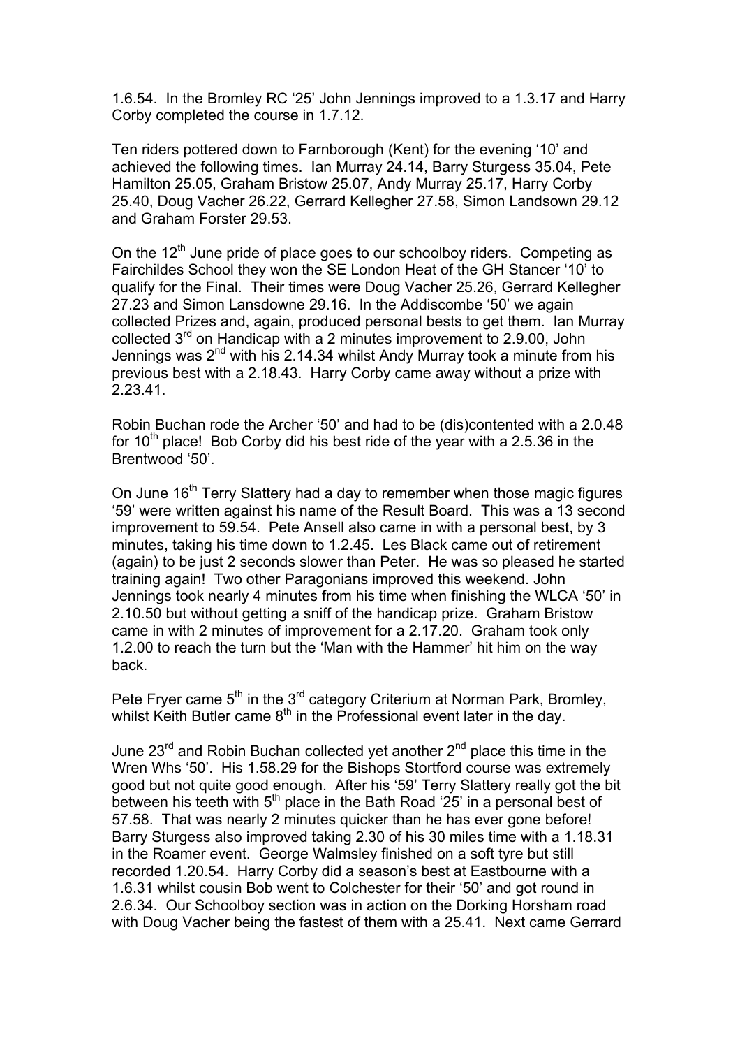1.6.54. In the Bromley RC '25' John Jennings improved to a 1.3.17 and Harry Corby completed the course in 1.7.12.

Ten riders pottered down to Farnborough (Kent) for the evening '10' and achieved the following times. Ian Murray 24.14, Barry Sturgess 35.04, Pete Hamilton 25.05, Graham Bristow 25.07, Andy Murray 25.17, Harry Corby 25.40, Doug Vacher 26.22, Gerrard Kellegher 27.58, Simon Landsown 29.12 and Graham Forster 29.53.

On the 12th June pride of place goes to our schoolboy riders. Competing as Fairchildes School they won the SE London Heat of the GH Stancer '10' to qualify for the Final. Their times were Doug Vacher 25.26, Gerrard Kellegher 27.23 and Simon Lansdowne 29.16. In the Addiscombe '50' we again collected Prizes and, again, produced personal bests to get them. Ian Murray collected 3rd on Handicap with a 2 minutes improvement to 2.9.00, John Jennings was 2nd with his 2.14.34 whilst Andy Murray took a minute from his previous best with a 2.18.43. Harry Corby came away without a prize with 2.23.41.

Robin Buchan rode the Archer '50' and had to be (dis)contented with a 2.0.48 for 10th place! Bob Corby did his best ride of the year with a 2.5.36 in the Brentwood '50'.

On June 16th Terry Slattery had a day to remember when those magic figures '59' were written against his name of the Result Board. This was a 13 second improvement to 59.54. Pete Ansell also came in with a personal best, by 3 minutes, taking his time down to 1.2.45. Les Black came out of retirement (again) to be just 2 seconds slower than Peter. He was so pleased he started training again! Two other Paragonians improved this weekend. John Jennings took nearly 4 minutes from his time when finishing the WLCA '50' in 2.10.50 but without getting a sniff of the handicap prize. Graham Bristow came in with 2 minutes of improvement for a 2.17.20. Graham took only 1.2.00 to reach the turn but the 'Man with the Hammer' hit him on the way back.

Pete Fryer came 5th in the 3rd category Criterium at Norman Park, Bromley, whilst Keith Butler came 8th in the Professional event later in the day.

June 23rd and Robin Buchan collected yet another 2nd place this time in the Wren Whs '50'. His 1.58.29 for the Bishops Stortford course was extremely good but not quite good enough. After his '59' Terry Slattery really got the bit between his teeth with 5th place in the Bath Road '25' in a personal best of 57.58. That was nearly 2 minutes quicker than he has ever gone before! Barry Sturgess also improved taking 2.30 of his 30 miles time with a 1.18.31 in the Roamer event. George Walmsley finished on a soft tyre but still recorded 1.20.54. Harry Corby did a season's best at Eastbourne with a 1.6.31 whilst cousin Bob went to Colchester for their '50' and got round in 2.6.34. Our Schoolboy section was in action on the Dorking Horsham road with Doug Vacher being the fastest of them with a 25.41. Next came Gerrard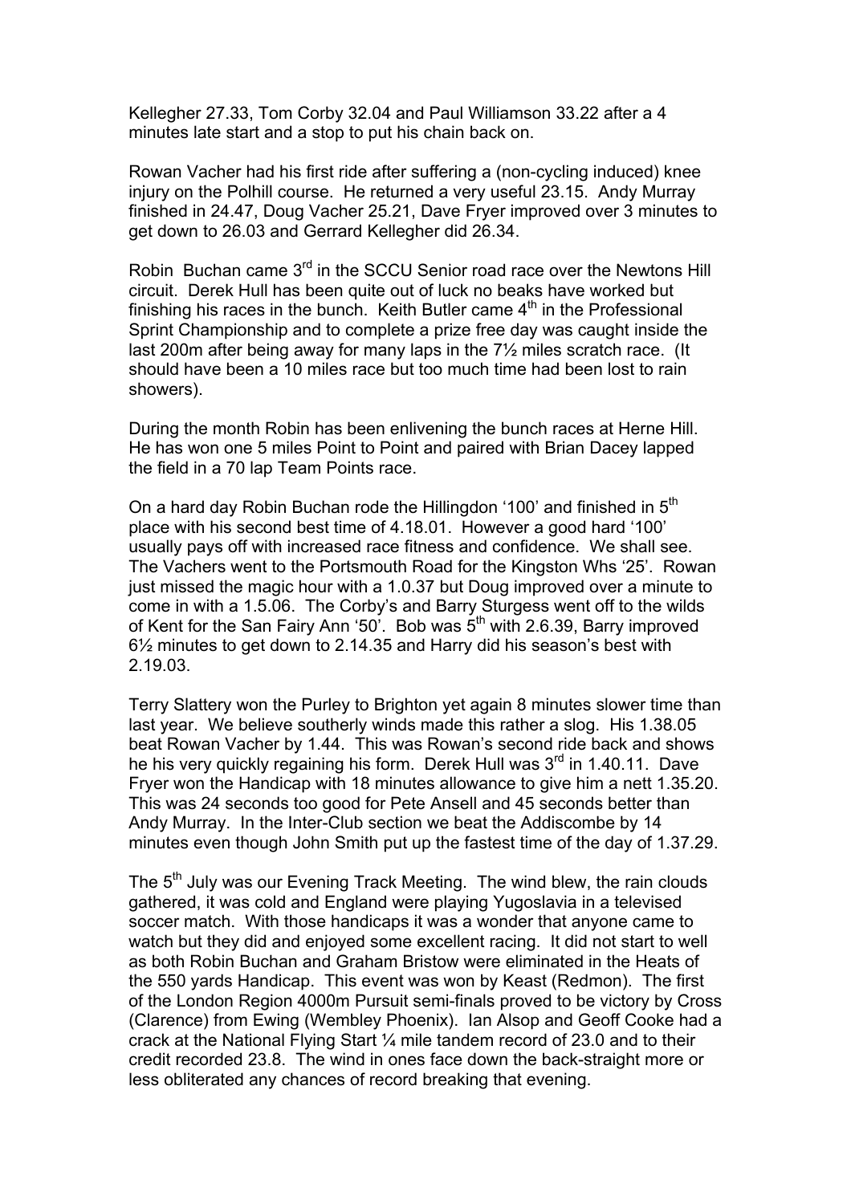Kellegher 27.33, Tom Corby 32.04 and Paul Williamson 33.22 after a 4 minutes late start and a stop to put his chain back on.

Rowan Vacher had his first ride after suffering a (non-cycling induced) knee injury on the Polhill course. He returned a very useful 23.15. Andy Murray finished in 24.47, Doug Vacher 25.21, Dave Fryer improved over 3 minutes to get down to 26.03 and Gerrard Kellegher did 26.34.

Robin Buchan came 3rd in the SCCU Senior road race over the Newtons Hill circuit. Derek Hull has been quite out of luck no beaks have worked but finishing his races in the bunch. Keith Butler came 4th in the Professional Sprint Championship and to complete a prize free day was caught inside the last 200m after being away for many laps in the 7½ miles scratch race. (It should have been a 10 miles race but too much time had been lost to rain showers).

During the month Robin has been enlivening the bunch races at Herne Hill. He has won one 5 miles Point to Point and paired with Brian Dacey lapped the field in a 70 lap Team Points race.

On a hard day Robin Buchan rode the Hillingdon '100' and finished in 5th place with his second best time of 4.18.01. However a good hard '100' usually pays off with increased race fitness and confidence. We shall see. The Vachers went to the Portsmouth Road for the Kingston Whs '25'. Rowan just missed the magic hour with a 1.0.37 but Doug improved over a minute to come in with a 1.5.06. The Corby's and Barry Sturgess went off to the wilds of Kent for the San Fairy Ann '50'. Bob was 5th with 2.6.39, Barry improved 6½ minutes to get down to 2.14.35 and Harry did his season's best with 2.19.03.

Terry Slattery won the Purley to Brighton yet again 8 minutes slower time than last year. We believe southerly winds made this rather a slog. His 1.38.05 beat Rowan Vacher by 1.44. This was Rowan's second ride back and shows he his very quickly regaining his form. Derek Hull was 3rd in 1.40.11. Dave Fryer won the Handicap with 18 minutes allowance to give him a nett 1.35.20. This was 24 seconds too good for Pete Ansell and 45 seconds better than Andy Murray. In the Inter-Club section we beat the Addiscombe by 14 minutes even though John Smith put up the fastest time of the day of 1.37.29.

The 5th July was our Evening Track Meeting. The wind blew, the rain clouds gathered, it was cold and England were playing Yugoslavia in a televised soccer match. With those handicaps it was a wonder that anyone came to watch but they did and enjoyed some excellent racing. It did not start to well as both Robin Buchan and Graham Bristow were eliminated in the Heats of the 550 yards Handicap. This event was won by Keast (Redmon). The first of the London Region 4000m Pursuit semi-finals proved to be victory by Cross (Clarence) from Ewing (Wembley Phoenix). Ian Alsop and Geoff Cooke had a crack at the National Flying Start ¼ mile tandem record of 23.0 and to their credit recorded 23.8. The wind in ones face down the back-straight more or less obliterated any chances of record breaking that evening.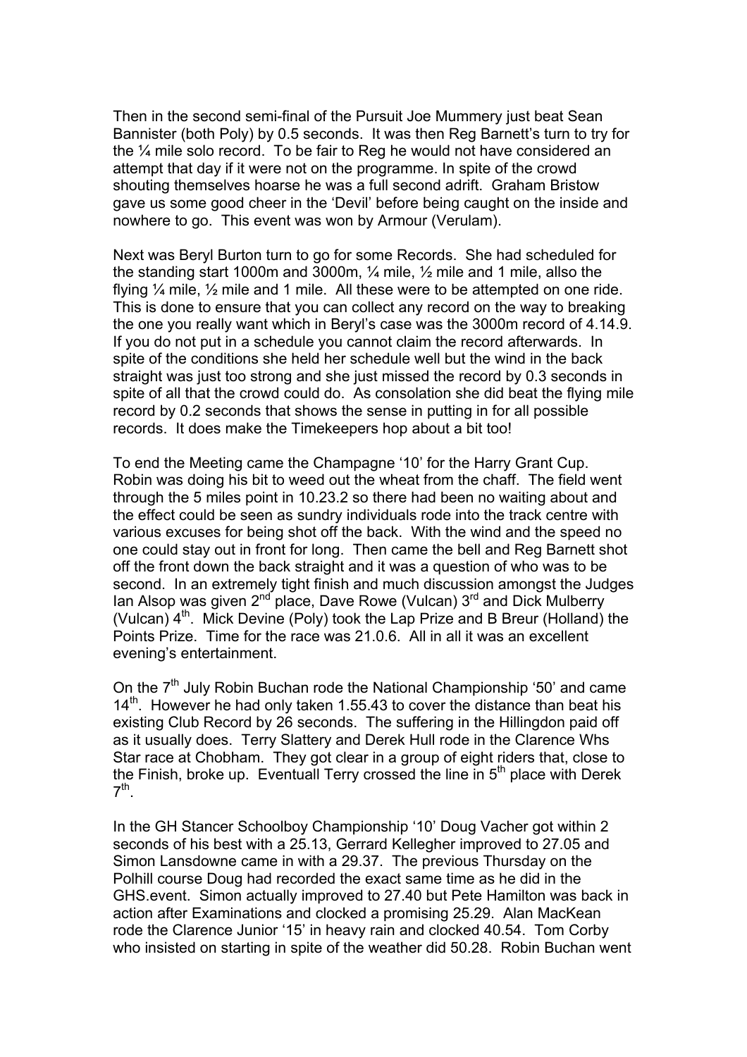Then in the second semi-final of the Pursuit Joe Mummery just beat Sean Bannister (both Poly) by 0.5 seconds. It was then Reg Barnett's turn to try for the ¼ mile solo record. To be fair to Reg he would not have considered an attempt that day if it were not on the programme. In spite of the crowd shouting themselves hoarse he was a full second adrift. Graham Bristow gave us some good cheer in the 'Devil' before being caught on the inside and nowhere to go. This event was won by Armour (Verulam).

Next was Beryl Burton turn to go for some Records. She had scheduled for the standing start 1000m and 3000m, ¼ mile, ½ mile and 1 mile, allso the flying ¼ mile, ½ mile and 1 mile. All these were to be attempted on one ride. This is done to ensure that you can collect any record on the way to breaking the one you really want which in Beryl's case was the 3000m record of 4.14.9. If you do not put in a schedule you cannot claim the record afterwards. In spite of the conditions she held her schedule well but the wind in the back straight was just too strong and she just missed the record by 0.3 seconds in spite of all that the crowd could do. As consolation she did beat the flying mile record by 0.2 seconds that shows the sense in putting in for all possible records. It does make the Timekeepers hop about a bit too!

To end the Meeting came the Champagne '10' for the Harry Grant Cup. Robin was doing his bit to weed out the wheat from the chaff. The field went through the 5 miles point in 10.23.2 so there had been no waiting about and the effect could be seen as sundry individuals rode into the track centre with various excuses for being shot off the back. With the wind and the speed no one could stay out in front for long. Then came the bell and Reg Barnett shot off the front down the back straight and it was a question of who was to be second. In an extremely tight finish and much discussion amongst the Judges Ian Alsop was given 2nd place, Dave Rowe (Vulcan) 3rd and Dick Mulberry (Vulcan) 4th. Mick Devine (Poly) took the Lap Prize and B Breur (Holland) the Points Prize. Time for the race was 21.0.6. All in all it was an excellent evening's entertainment.

On the 7th July Robin Buchan rode the National Championship '50' and came 14th. However he had only taken 1.55.43 to cover the distance than beat his existing Club Record by 26 seconds. The suffering in the Hillingdon paid off as it usually does. Terry Slattery and Derek Hull rode in the Clarence Whs Star race at Chobham. They got clear in a group of eight riders that, close to the Finish, broke up. Eventuall Terry crossed the line in 5th place with Derek 7th.

In the GH Stancer Schoolboy Championship '10' Doug Vacher got within 2 seconds of his best with a 25.13, Gerrard Kellegher improved to 27.05 and Simon Lansdowne came in with a 29.37. The previous Thursday on the Polhill course Doug had recorded the exact same time as he did in the GHS.event. Simon actually improved to 27.40 but Pete Hamilton was back in action after Examinations and clocked a promising 25.29. Alan MacKean rode the Clarence Junior '15' in heavy rain and clocked 40.54. Tom Corby who insisted on starting in spite of the weather did 50.28. Robin Buchan went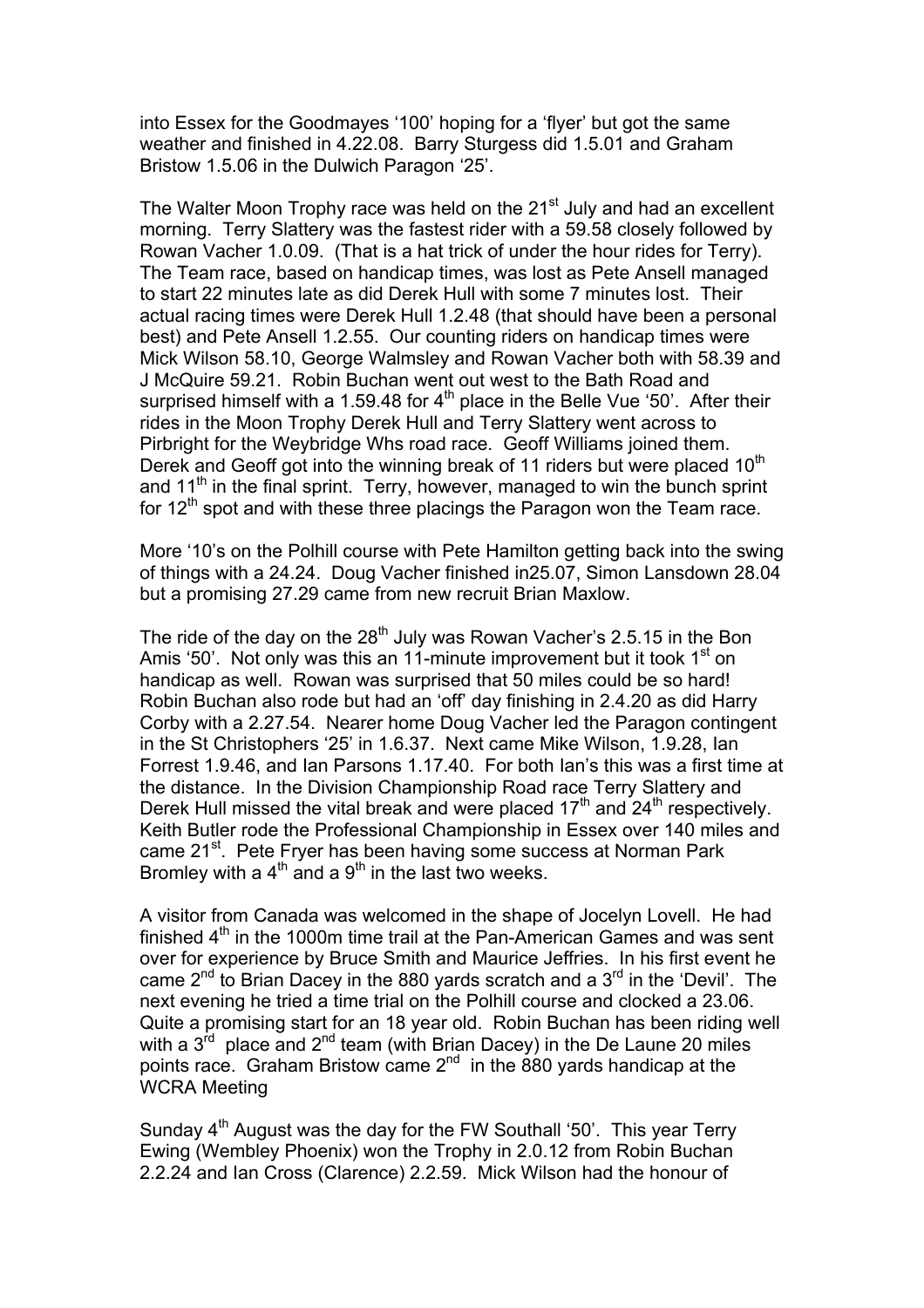into Essex for the Goodmayes '100' hoping for a 'flyer' but got the same weather and finished in 4.22.08. Barry Sturgess did 1.5.01 and Graham Bristow 1.5.06 in the Dulwich Paragon '25'.

The Walter Moon Trophy race was held on the 21st July and had an excellent morning. Terry Slattery was the fastest rider with a 59.58 closely followed by Rowan Vacher 1.0.09. (That is a hat trick of under the hour rides for Terry). The Team race, based on handicap times, was lost as Pete Ansell managed to start 22 minutes late as did Derek Hull with some 7 minutes lost. Their actual racing times were Derek Hull 1.2.48 (that should have been a personal best) and Pete Ansell 1.2.55. Our counting riders on handicap times were Mick Wilson 58.10, George Walmsley and Rowan Vacher both with 58.39 and J McQuire 59.21. Robin Buchan went out west to the Bath Road and surprised himself with a 1.59.48 for 4th place in the Belle Vue '50'. After their rides in the Moon Trophy Derek Hull and Terry Slattery went across to Pirbright for the Weybridge Whs road race. Geoff Williams joined them. Derek and Geoff got into the winning break of 11 riders but were placed 10th and 11th in the final sprint. Terry, however, managed to win the bunch sprint for 12th spot and with these three placings the Paragon won the Team race.

More '10's on the Polhill course with Pete Hamilton getting back into the swing of things with a 24.24. Doug Vacher finished in25.07, Simon Lansdown 28.04 but a promising 27.29 came from new recruit Brian Maxlow.

The ride of the day on the 28th July was Rowan Vacher's 2.5.15 in the Bon Amis '50'. Not only was this an 11-minute improvement but it took 1st on handicap as well. Rowan was surprised that 50 miles could be so hard! Robin Buchan also rode but had an 'off' day finishing in 2.4.20 as did Harry Corby with a 2.27.54. Nearer home Doug Vacher led the Paragon contingent in the St Christophers '25' in 1.6.37. Next came Mike Wilson, 1.9.28, Ian Forrest 1.9.46, and Ian Parsons 1.17.40. For both Ian's this was a first time at the distance. In the Division Championship Road race Terry Slattery and Derek Hull missed the vital break and were placed 17th and 24th respectively. Keith Butler rode the Professional Championship in Essex over 140 miles and came 21st. Pete Fryer has been having some success at Norman Park Bromley with a 4th and a 9th in the last two weeks.

A visitor from Canada was welcomed in the shape of Jocelyn Lovell. He had finished 4th in the 1000m time trail at the Pan-American Games and was sent over for experience by Bruce Smith and Maurice Jeffries. In his first event he came 2nd to Brian Dacey in the 880 yards scratch and a 3rd in the 'Devil'. The next evening he tried a time trial on the Polhill course and clocked a 23.06. Quite a promising start for an 18 year old. Robin Buchan has been riding well with a 3rd place and 2nd team (with Brian Dacey) in the De Laune 20 miles points race. Graham Bristow came 2nd in the 880 yards handicap at the WCRA Meeting

Sunday 4th August was the day for the FW Southall '50'. This year Terry Ewing (Wembley Phoenix) won the Trophy in 2.0.12 from Robin Buchan 2.2.24 and Ian Cross (Clarence) 2.2.59. Mick Wilson had the honour of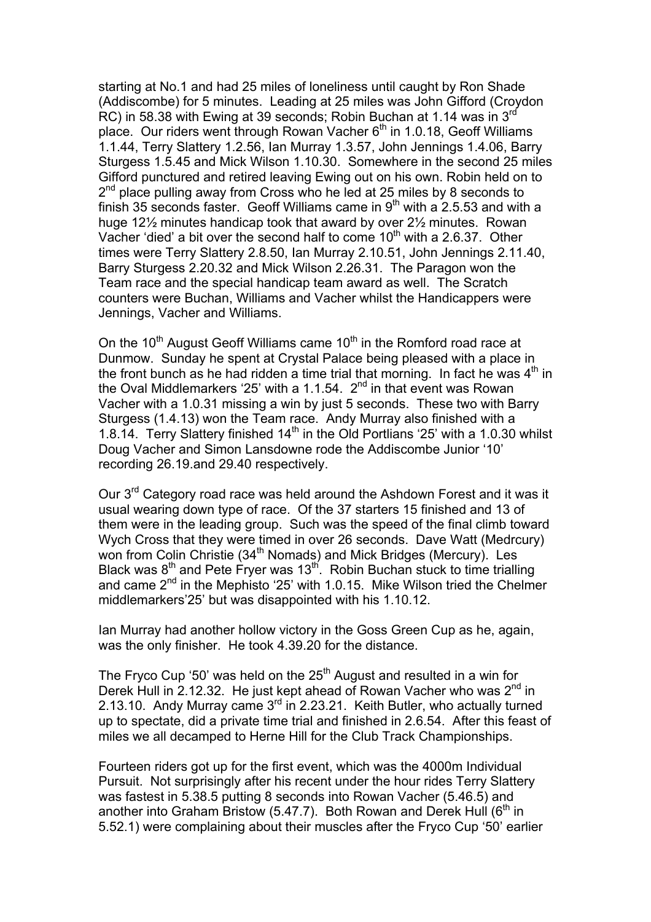starting at No.1 and had 25 miles of loneliness until caught by Ron Shade (Addiscombe) for 5 minutes. Leading at 25 miles was John Gifford (Croydon RC) in 58.38 with Ewing at 39 seconds; Robin Buchan at 1.14 was in 3rd place. Our riders went through Rowan Vacher 6th in 1.0.18, Geoff Williams 1.1.44, Terry Slattery 1.2.56, Ian Murray 1.3.57, John Jennings 1.4.06, Barry Sturgess 1.5.45 and Mick Wilson 1.10.30. Somewhere in the second 25 miles Gifford punctured and retired leaving Ewing out on his own. Robin held on to 2nd place pulling away from Cross who he led at 25 miles by 8 seconds to finish 35 seconds faster. Geoff Williams came in 9th with a 2.5.53 and with a huge 12½ minutes handicap took that award by over 2½ minutes. Rowan Vacher 'died' a bit over the second half to come 10th with a 2.6.37. Other times were Terry Slattery 2.8.50, Ian Murray 2.10.51, John Jennings 2.11.40, Barry Sturgess 2.20.32 and Mick Wilson 2.26.31. The Paragon won the Team race and the special handicap team award as well. The Scratch counters were Buchan, Williams and Vacher whilst the Handicappers were Jennings, Vacher and Williams.

On the 10th August Geoff Williams came 10th in the Romford road race at Dunmow. Sunday he spent at Crystal Palace being pleased with a place in the front bunch as he had ridden a time trial that morning. In fact he was 4th in the Oval Middlemarkers '25' with a 1.1.54. 2nd in that event was Rowan Vacher with a 1.0.31 missing a win by just 5 seconds. These two with Barry Sturgess (1.4.13) won the Team race. Andy Murray also finished with a 1.8.14. Terry Slattery finished 14th in the Old Portlians '25' with a 1.0.30 whilst Doug Vacher and Simon Lansdowne rode the Addiscombe Junior '10' recording 26.19.and 29.40 respectively.

Our 3rd Category road race was held around the Ashdown Forest and it was it usual wearing down type of race. Of the 37 starters 15 finished and 13 of them were in the leading group. Such was the speed of the final climb toward Wych Cross that they were timed in over 26 seconds. Dave Watt (Medrcury) won from Colin Christie (34th Nomads) and Mick Bridges (Mercury). Les Black was 8th and Pete Fryer was 13th. Robin Buchan stuck to time trialling and came 2nd in the Mephisto '25' with 1.0.15. Mike Wilson tried the Chelmer middlemarkers'25' but was disappointed with his 1.10.12.

Ian Murray had another hollow victory in the Goss Green Cup as he, again, was the only finisher. He took 4.39.20 for the distance.

The Fryco Cup '50' was held on the 25th August and resulted in a win for Derek Hull in 2.12.32. He just kept ahead of Rowan Vacher who was 2nd in 2.13.10. Andy Murray came 3rd in 2.23.21. Keith Butler, who actually turned up to spectate, did a private time trial and finished in 2.6.54. After this feast of miles we all decamped to Herne Hill for the Club Track Championships.

Fourteen riders got up for the first event, which was the 4000m Individual Pursuit. Not surprisingly after his recent under the hour rides Terry Slattery was fastest in 5.38.5 putting 8 seconds into Rowan Vacher (5.46.5) and another into Graham Bristow (5.47.7). Both Rowan and Derek Hull (6th in 5.52.1) were complaining about their muscles after the Fryco Cup '50' earlier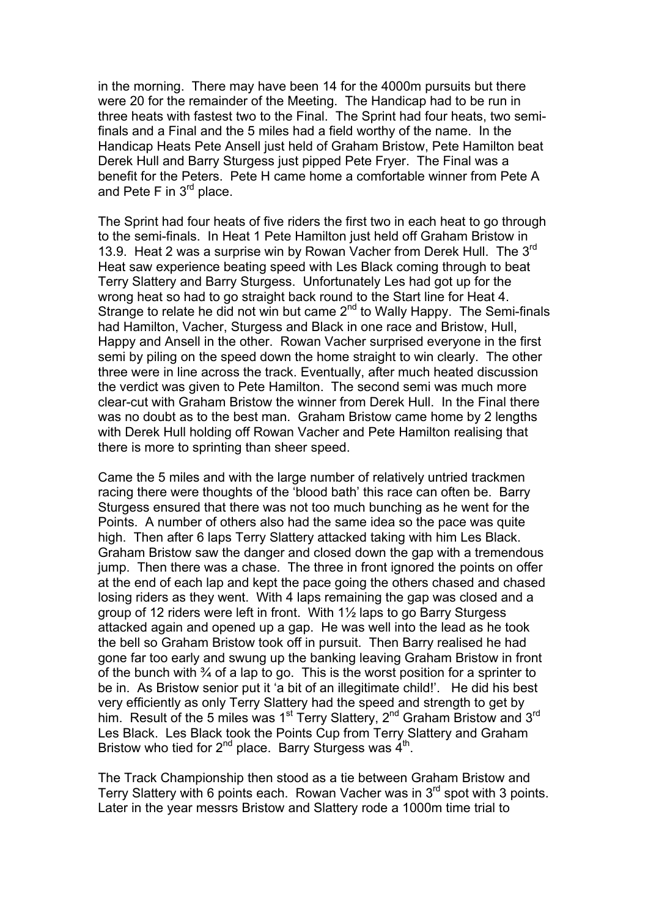in the morning. There may have been 14 for the 4000m pursuits but there were 20 for the remainder of the Meeting. The Handicap had to be run in three heats with fastest two to the Final. The Sprint had four heats, two semi-finals and a Final and the 5 miles had a field worthy of the name. In the Handicap Heats Pete Ansell just held of Graham Bristow, Pete Hamilton beat Derek Hull and Barry Sturgess just pipped Pete Fryer. The Final was a benefit for the Peters. Pete H came home a comfortable winner from Pete A and Pete F in 3rd place.

The Sprint had four heats of five riders the first two in each heat to go through to the semi-finals. In Heat 1 Pete Hamilton just held off Graham Bristow in 13.9. Heat 2 was a surprise win by Rowan Vacher from Derek Hull. The 3rd Heat saw experience beating speed with Les Black coming through to beat Terry Slattery and Barry Sturgess. Unfortunately Les had got up for the wrong heat so had to go straight back round to the Start line for Heat 4. Strange to relate he did not win but came 2nd to Wally Happy. The Semi-finals had Hamilton, Vacher, Sturgess and Black in one race and Bristow, Hull, Happy and Ansell in the other. Rowan Vacher surprised everyone in the first semi by piling on the speed down the home straight to win clearly. The other three were in line across the track. Eventually, after much heated discussion the verdict was given to Pete Hamilton. The second semi was much more clear-cut with Graham Bristow the winner from Derek Hull. In the Final there was no doubt as to the best man. Graham Bristow came home by 2 lengths with Derek Hull holding off Rowan Vacher and Pete Hamilton realising that there is more to sprinting than sheer speed.

Came the 5 miles and with the large number of relatively untried trackmen racing there were thoughts of the 'blood bath' this race can often be. Barry Sturgess ensured that there was not too much bunching as he went for the Points. A number of others also had the same idea so the pace was quite high. Then after 6 laps Terry Slattery attacked taking with him Les Black. Graham Bristow saw the danger and closed down the gap with a tremendous jump. Then there was a chase. The three in front ignored the points on offer at the end of each lap and kept the pace going the others chased and chased losing riders as they went. With 4 laps remaining the gap was closed and a group of 12 riders were left in front. With 1½ laps to go Barry Sturgess attacked again and opened up a gap. He was well into the lead as he took the bell so Graham Bristow took off in pursuit. Then Barry realised he had gone far too early and swung up the banking leaving Graham Bristow in front of the bunch with ¾ of a lap to go. This is the worst position for a sprinter to be in. As Bristow senior put it 'a bit of an illegitimate child!'. He did his best very efficiently as only Terry Slattery had the speed and strength to get by him. Result of the 5 miles was 1st Terry Slattery, 2nd Graham Bristow and 3rd Les Black. Les Black took the Points Cup from Terry Slattery and Graham Bristow who tied for 2nd place. Barry Sturgess was 4th.

The Track Championship then stood as a tie between Graham Bristow and Terry Slattery with 6 points each. Rowan Vacher was in 3rd spot with 3 points. Later in the year messrs Bristow and Slattery rode a 1000m time trial to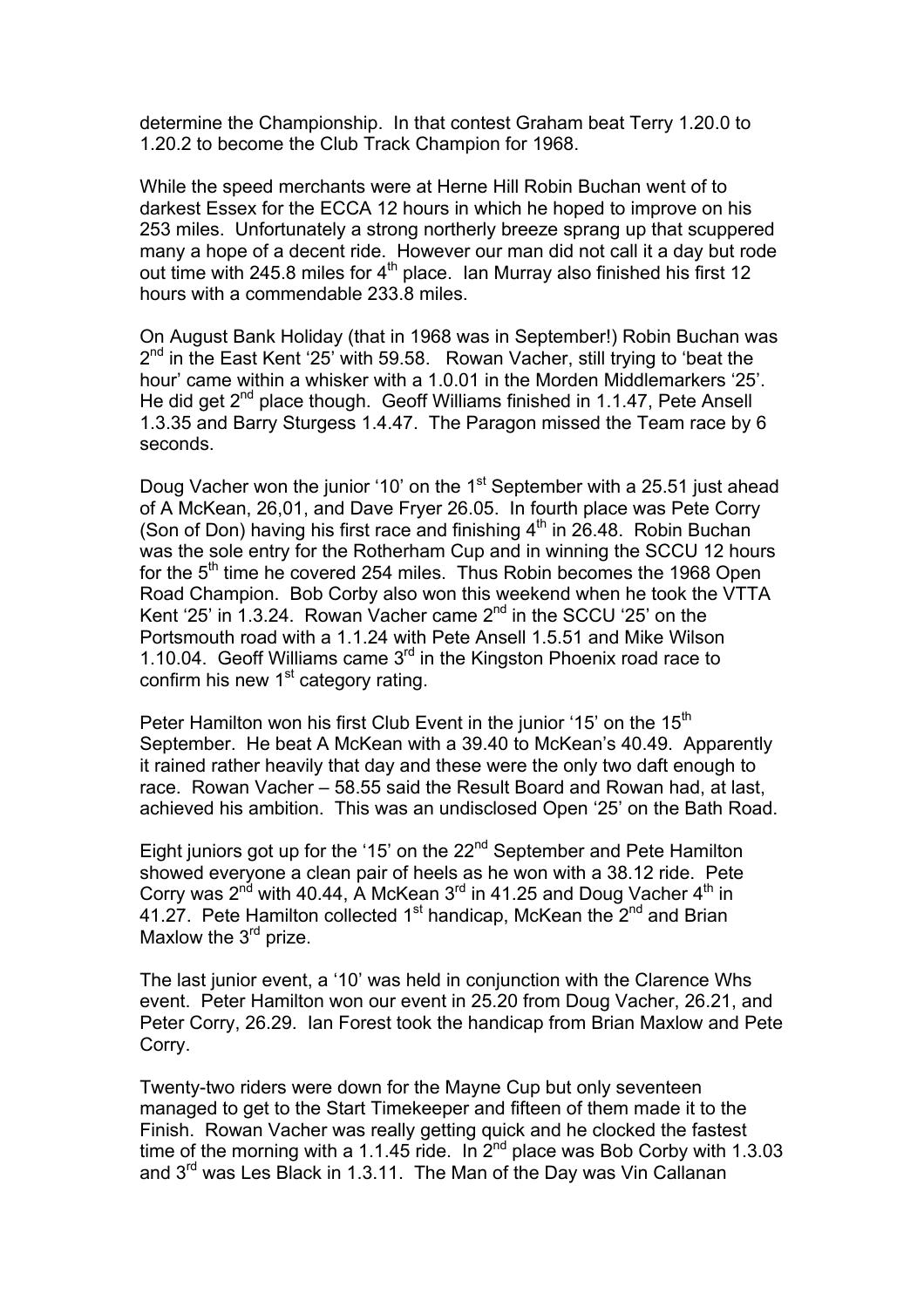determine the Championship. In that contest Graham beat Terry 1.20.0 to 1.20.2 to become the Club Track Champion for 1968.

While the speed merchants were at Herne Hill Robin Buchan went of to darkest Essex for the ECCA 12 hours in which he hoped to improve on his 253 miles. Unfortunately a strong northerly breeze sprang up that scuppered many a hope of a decent ride. However our man did not call it a day but rode out time with 245.8 miles for 4th place. Ian Murray also finished his first 12 hours with a commendable 233.8 miles.

On August Bank Holiday (that in 1968 was in September!) Robin Buchan was 2nd in the East Kent '25' with 59.58. Rowan Vacher, still trying to 'beat the hour' came within a whisker with a 1.0.01 in the Morden Middlemarkers '25'. He did get 2nd place though. Geoff Williams finished in 1.1.47, Pete Ansell 1.3.35 and Barry Sturgess 1.4.47. The Paragon missed the Team race by 6 seconds.

Doug Vacher won the junior '10' on the 1st September with a 25.51 just ahead of A McKean, 26,01, and Dave Fryer 26.05. In fourth place was Pete Corry (Son of Don) having his first race and finishing 4th in 26.48. Robin Buchan was the sole entry for the Rotherham Cup and in winning the SCCU 12 hours for the 5th time he covered 254 miles. Thus Robin becomes the 1968 Open Road Champion. Bob Corby also won this weekend when he took the VTTA Kent '25' in 1.3.24. Rowan Vacher came 2nd in the SCCU '25' on the Portsmouth road with a 1.1.24 with Pete Ansell 1.5.51 and Mike Wilson 1.10.04. Geoff Williams came 3rd in the Kingston Phoenix road race to confirm his new 1st category rating.

Peter Hamilton won his first Club Event in the junior '15' on the 15th September. He beat A McKean with a 39.40 to McKean's 40.49. Apparently it rained rather heavily that day and these were the only two daft enough to race. Rowan Vacher – 58.55 said the Result Board and Rowan had, at last, achieved his ambition. This was an undisclosed Open '25' on the Bath Road.

Eight juniors got up for the '15' on the 22nd September and Pete Hamilton showed everyone a clean pair of heels as he won with a 38.12 ride. Pete Corry was 2nd with 40.44, A McKean 3rd in 41.25 and Doug Vacher 4th in 41.27. Pete Hamilton collected 1st handicap, McKean the 2nd and Brian Maxlow the 3rd prize.

The last junior event, a '10' was held in conjunction with the Clarence Whs event. Peter Hamilton won our event in 25.20 from Doug Vacher, 26.21, and Peter Corry, 26.29. Ian Forest took the handicap from Brian Maxlow and Pete Corry.

Twenty-two riders were down for the Mayne Cup but only seventeen managed to get to the Start Timekeeper and fifteen of them made it to the Finish. Rowan Vacher was really getting quick and he clocked the fastest time of the morning with a 1.1.45 ride. In 2nd place was Bob Corby with 1.3.03 and 3rd was Les Black in 1.3.11. The Man of the Day was Vin Callanan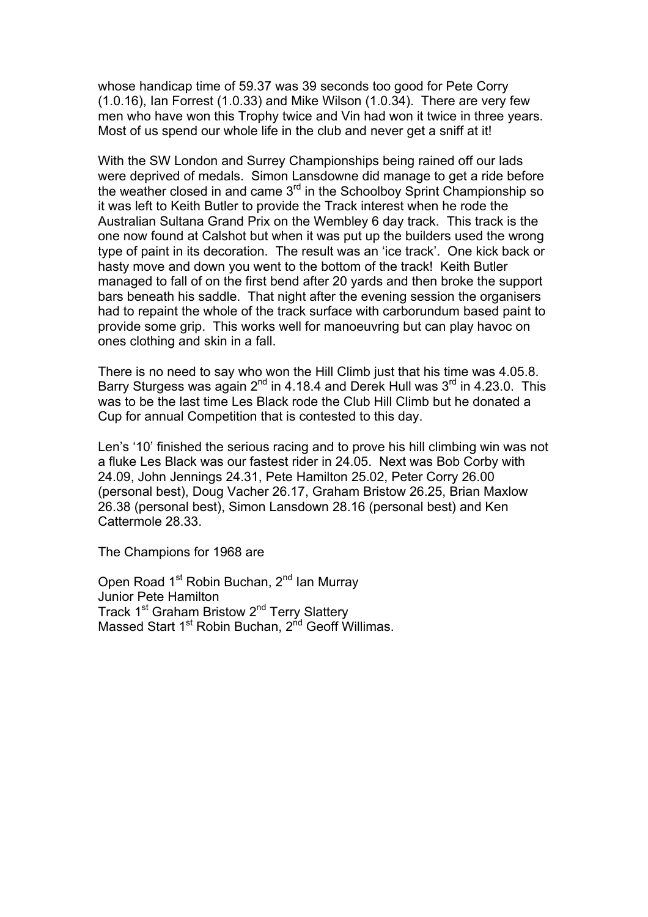whose handicap time of 59.37 was 39 seconds too good for Pete Corry (1.0.16), Ian Forrest (1.0.33) and Mike Wilson (1.0.34). There are very few men who have won this Trophy twice and Vin had won it twice in three years. Most of us spend our whole life in the club and never get a sniff at it!

With the SW London and Surrey Championships being rained off our lads were deprived of medals. Simon Lansdowne did manage to get a ride before the weather closed in and came 3rd in the Schoolboy Sprint Championship so it was left to Keith Butler to provide the Track interest when he rode the Australian Sultana Grand Prix on the Wembley 6 day track. This track is the one now found at Calshot but when it was put up the builders used the wrong type of paint in its decoration. The result was an 'ice track'. One kick back or hasty move and down you went to the bottom of the track! Keith Butler managed to fall of on the first bend after 20 yards and then broke the support bars beneath his saddle. That night after the evening session the organisers had to repaint the whole of the track surface with carborundum based paint to provide some grip. This works well for manoeuvring but can play havoc on ones clothing and skin in a fall.

There is no need to say who won the Hill Climb just that his time was 4.05.8. Barry Sturgess was again 2nd in 4.18.4 and Derek Hull was 3rd in 4.23.0. This was to be the last time Les Black rode the Club Hill Climb but he donated a Cup for annual Competition that is contested to this day.

Len's '10' finished the serious racing and to prove his hill climbing win was not a fluke Les Black was our fastest rider in 24.05. Next was Bob Corby with 24.09, John Jennings 24.31, Pete Hamilton 25.02, Peter Corry 26.00 (personal best), Doug Vacher 26.17, Graham Bristow 26.25, Brian Maxlow 26.38 (personal best), Simon Lansdown 28.16 (personal best) and Ken Cattermole 28.33.

The Champions for 1968 are

Open Road 1st Robin Buchan, 2nd Ian Murray
Junior Pete Hamilton
Track 1st Graham Bristow 2nd Terry Slattery
Massed Start 1st Robin Buchan, 2nd Geoff Willimas.